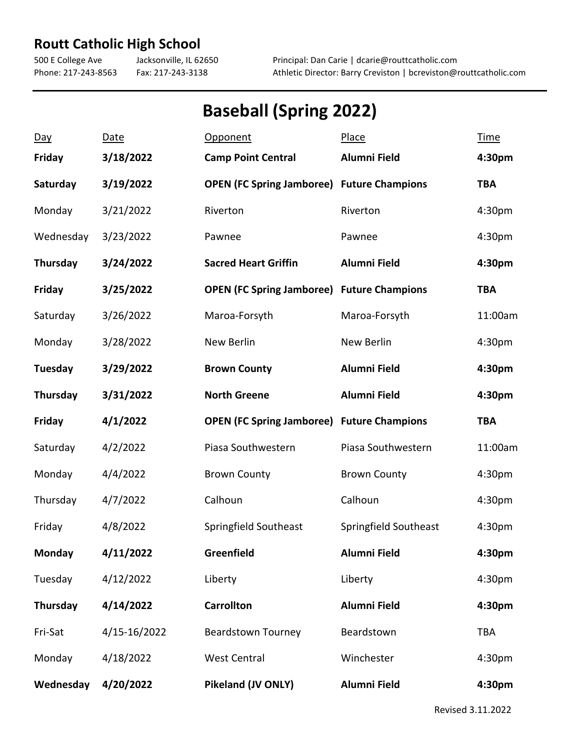# Routt Catholic High School

500 E College Ave    Jacksonville, IL 62650    Principal: Dan Carie | dcarie@routtcatholic.com
Phone: 217-243-8563    Fax: 217-243-3138    Athletic Director: Barry Creviston | bcreviston@routtcatholic.com

## Baseball (Spring 2022)

| Day | Date | Opponent | Place | Time |
|---|---|---|---|---|
| **Friday** | **3/18/2022** | **Camp Point Central** | **Alumni Field** | **4:30pm** |
| **Saturday** | **3/19/2022** | **OPEN (FC Spring Jamboree)** | **Future Champions** | **TBA** |
| Monday | 3/21/2022 | Riverton | Riverton | 4:30pm |
| Wednesday | 3/23/2022 | Pawnee | Pawnee | 4:30pm |
| **Thursday** | **3/24/2022** | **Sacred Heart Griffin** | **Alumni Field** | **4:30pm** |
| **Friday** | **3/25/2022** | **OPEN (FC Spring Jamboree)** | **Future Champions** | **TBA** |
| Saturday | 3/26/2022 | Maroa-Forsyth | Maroa-Forsyth | 11:00am |
| Monday | 3/28/2022 | New Berlin | New Berlin | 4:30pm |
| **Tuesday** | **3/29/2022** | **Brown County** | **Alumni Field** | **4:30pm** |
| **Thursday** | **3/31/2022** | **North Greene** | **Alumni Field** | **4:30pm** |
| **Friday** | **4/1/2022** | **OPEN (FC Spring Jamboree)** | **Future Champions** | **TBA** |
| Saturday | 4/2/2022 | Piasa Southwestern | Piasa Southwestern | 11:00am |
| Monday | 4/4/2022 | Brown County | Brown County | 4:30pm |
| Thursday | 4/7/2022 | Calhoun | Calhoun | 4:30pm |
| Friday | 4/8/2022 | Springfield Southeast | Springfield Southeast | 4:30pm |
| **Monday** | **4/11/2022** | **Greenfield** | **Alumni Field** | **4:30pm** |
| Tuesday | 4/12/2022 | Liberty | Liberty | 4:30pm |
| **Thursday** | **4/14/2022** | **Carrollton** | **Alumni Field** | **4:30pm** |
| Fri-Sat | 4/15-16/2022 | Beardstown Tourney | Beardstown | TBA |
| Monday | 4/18/2022 | West Central | Winchester | 4:30pm |
| **Wednesday** | **4/20/2022** | **Pikeland (JV ONLY)** | **Alumni Field** | **4:30pm** |

Revised 3.11.2022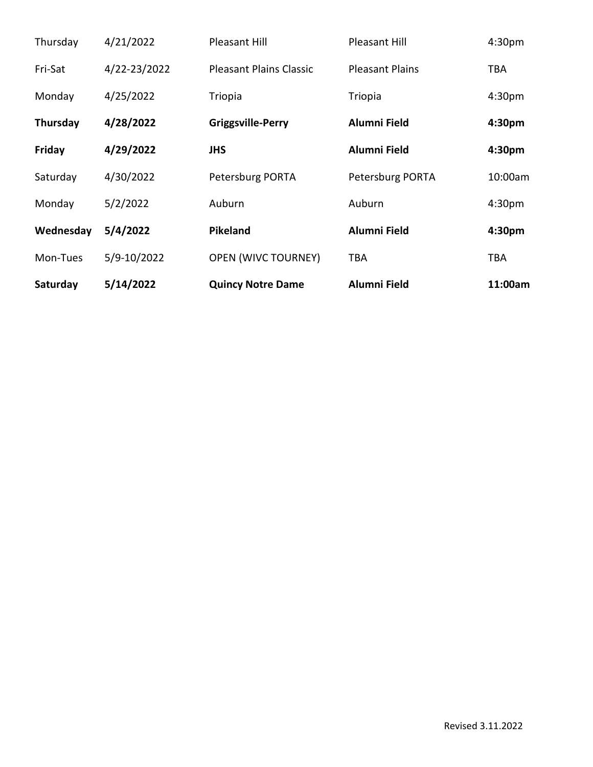| | | | | |
|---|---|---|---|---|
| Thursday | 4/21/2022 | Pleasant Hill | Pleasant Hill | 4:30pm |
| Fri-Sat | 4/22-23/2022 | Pleasant Plains Classic | Pleasant Plains | TBA |
| Monday | 4/25/2022 | Triopia | Triopia | 4:30pm |
| **Thursday** | **4/28/2022** | **Griggsville-Perry** | **Alumni Field** | **4:30pm** |
| **Friday** | **4/29/2022** | **JHS** | **Alumni Field** | **4:30pm** |
| Saturday | 4/30/2022 | Petersburg PORTA | Petersburg PORTA | 10:00am |
| Monday | 5/2/2022 | Auburn | Auburn | 4:30pm |
| **Wednesday** | **5/4/2022** | **Pikeland** | **Alumni Field** | **4:30pm** |
| Mon-Tues | 5/9-10/2022 | OPEN (WIVC TOURNEY) | TBA | TBA |
| **Saturday** | **5/14/2022** | **Quincy Notre Dame** | **Alumni Field** | **11:00am** |

Revised 3.11.2022